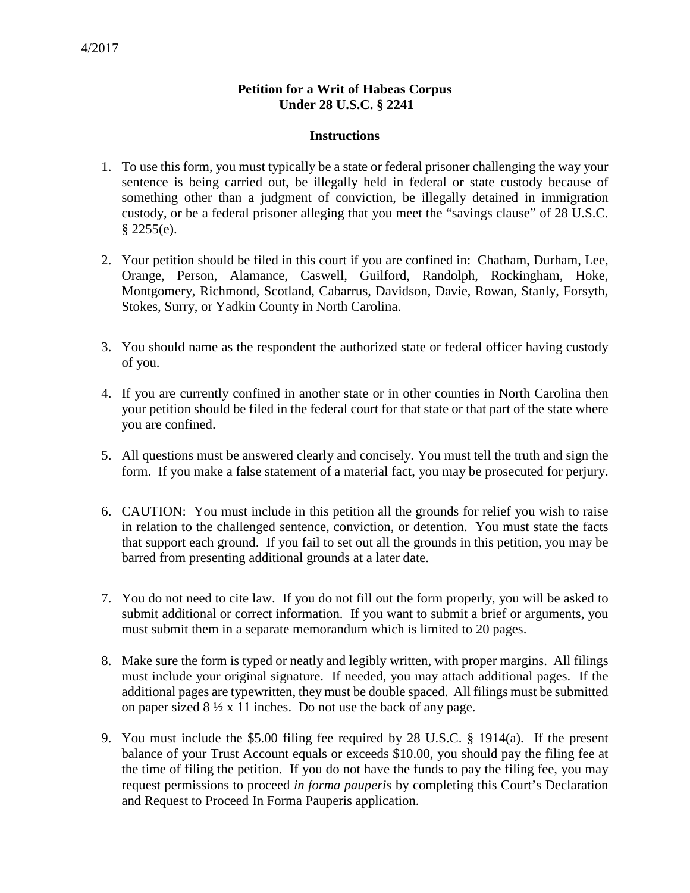4/2017

**Petition for a Writ of Habeas Corpus**
**Under 28 U.S.C. § 2241**

**Instructions**

1. To use this form, you must typically be a state or federal prisoner challenging the way your sentence is being carried out, be illegally held in federal or state custody because of something other than a judgment of conviction, be illegally detained in immigration custody, or be a federal prisoner alleging that you meet the "savings clause" of 28 U.S.C. § 2255(e).

2. Your petition should be filed in this court if you are confined in: Chatham, Durham, Lee, Orange, Person, Alamance, Caswell, Guilford, Randolph, Rockingham, Hoke, Montgomery, Richmond, Scotland, Cabarrus, Davidson, Davie, Rowan, Stanly, Forsyth, Stokes, Surry, or Yadkin County in North Carolina.

3. You should name as the respondent the authorized state or federal officer having custody of you.

4. If you are currently confined in another state or in other counties in North Carolina then your petition should be filed in the federal court for that state or that part of the state where you are confined.

5. All questions must be answered clearly and concisely. You must tell the truth and sign the form. If you make a false statement of a material fact, you may be prosecuted for perjury.

6. CAUTION: You must include in this petition all the grounds for relief you wish to raise in relation to the challenged sentence, conviction, or detention. You must state the facts that support each ground. If you fail to set out all the grounds in this petition, you may be barred from presenting additional grounds at a later date.

7. You do not need to cite law. If you do not fill out the form properly, you will be asked to submit additional or correct information. If you want to submit a brief or arguments, you must submit them in a separate memorandum which is limited to 20 pages.

8. Make sure the form is typed or neatly and legibly written, with proper margins. All filings must include your original signature. If needed, you may attach additional pages. If the additional pages are typewritten, they must be double spaced. All filings must be submitted on paper sized 8 ½ x 11 inches. Do not use the back of any page.

9. You must include the $5.00 filing fee required by 28 U.S.C. § 1914(a). If the present balance of your Trust Account equals or exceeds $10.00, you should pay the filing fee at the time of filing the petition. If you do not have the funds to pay the filing fee, you may request permissions to proceed *in forma pauperis* by completing this Court's Declaration and Request to Proceed In Forma Pauperis application.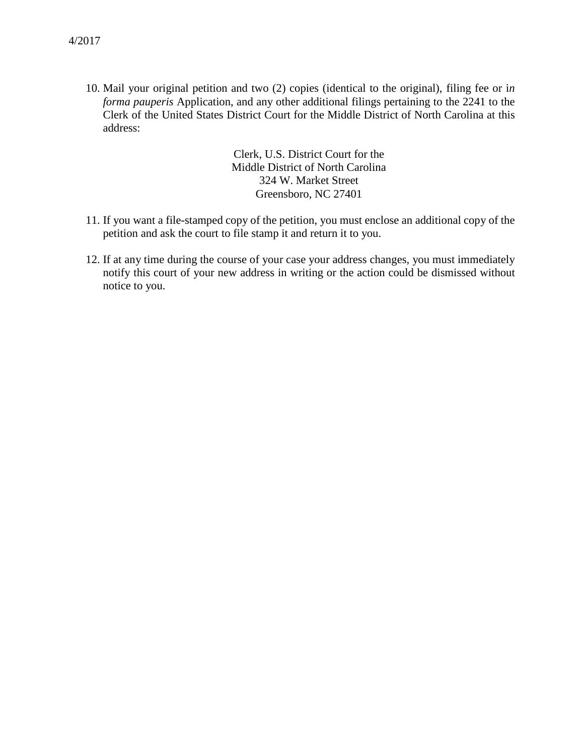4/2017

10. Mail your original petition and two (2) copies (identical to the original), filing fee or i*n forma pauperis* Application, and any other additional filings pertaining to the 2241 to the Clerk of the United States District Court for the Middle District of North Carolina at this address:

    Clerk, U.S. District Court for the
    Middle District of North Carolina
    324 W. Market Street
    Greensboro, NC 27401

11. If you want a file-stamped copy of the petition, you must enclose an additional copy of the petition and ask the court to file stamp it and return it to you.

12. If at any time during the course of your case your address changes, you must immediately notify this court of your new address in writing or the action could be dismissed without notice to you.